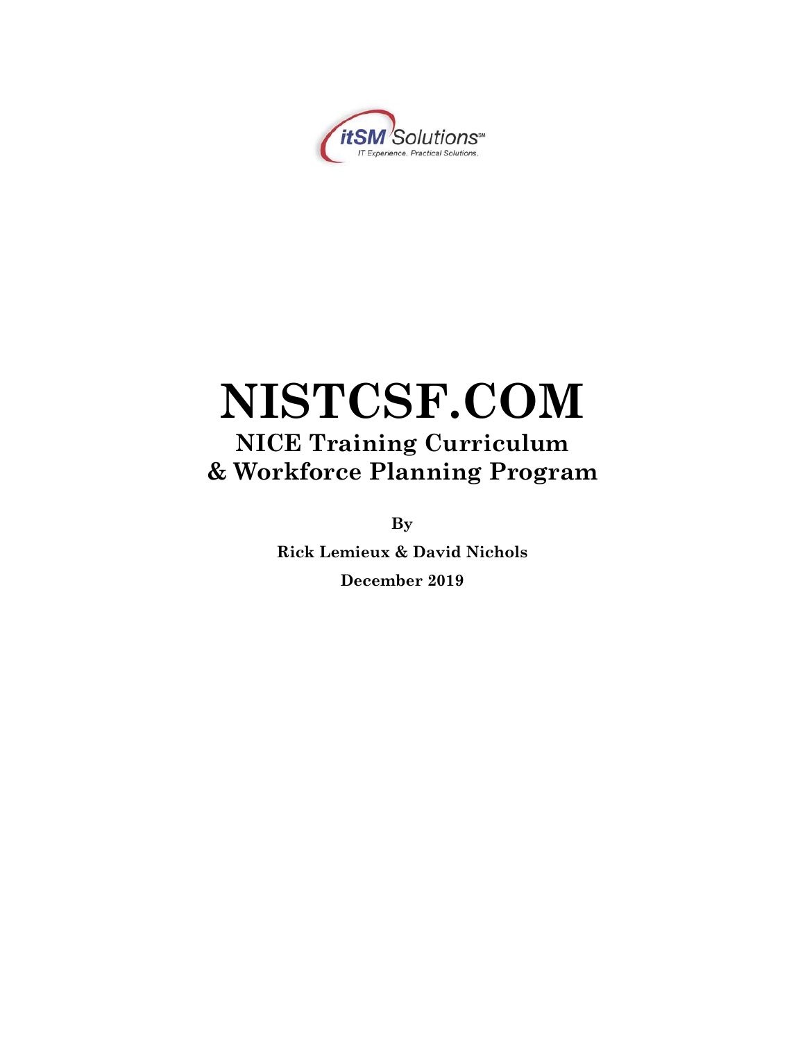itSM Solutions℠
IT Experience. Practical Solutions.

# NISTCSF.COM

## NICE Training Curriculum & Workforce Planning Program

**By**

**Rick Lemieux & David Nichols**

**December 2019**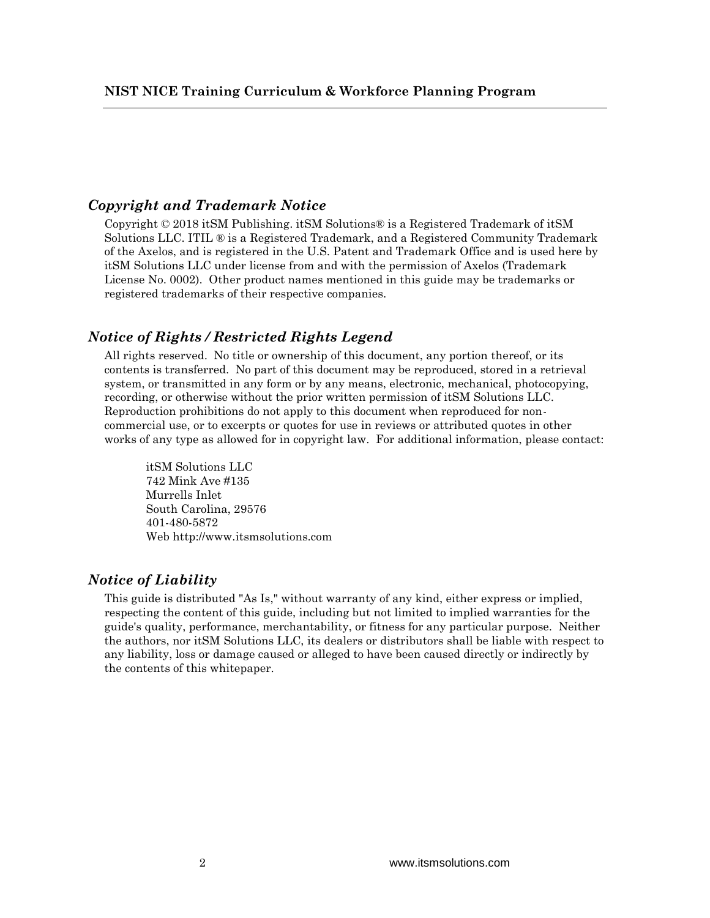## *Copyright and Trademark Notice*

Copyright © 2018 itSM Publishing. itSM Solutions® is a Registered Trademark of itSM Solutions LLC. ITIL ® is a Registered Trademark, and a Registered Community Trademark of the Axelos, and is registered in the U.S. Patent and Trademark Office and is used here by itSM Solutions LLC under license from and with the permission of Axelos (Trademark License No. 0002). Other product names mentioned in this guide may be trademarks or registered trademarks of their respective companies.

## *Notice of Rights / Restricted Rights Legend*

All rights reserved. No title or ownership of this document, any portion thereof, or its contents is transferred. No part of this document may be reproduced, stored in a retrieval system, or transmitted in any form or by any means, electronic, mechanical, photocopying, recording, or otherwise without the prior written permission of itSM Solutions LLC. Reproduction prohibitions do not apply to this document when reproduced for non-commercial use, or to excerpts or quotes for use in reviews or attributed quotes in other works of any type as allowed for in copyright law. For additional information, please contact:

itSM Solutions LLC
742 Mink Ave #135
Murrells Inlet
South Carolina, 29576
401-480-5872
Web http://www.itsmsolutions.com

## *Notice of Liability*

This guide is distributed "As Is," without warranty of any kind, either express or implied, respecting the content of this guide, including but not limited to implied warranties for the guide's quality, performance, merchantability, or fitness for any particular purpose. Neither the authors, nor itSM Solutions LLC, its dealers or distributors shall be liable with respect to any liability, loss or damage caused or alleged to have been caused directly or indirectly by the contents of this whitepaper.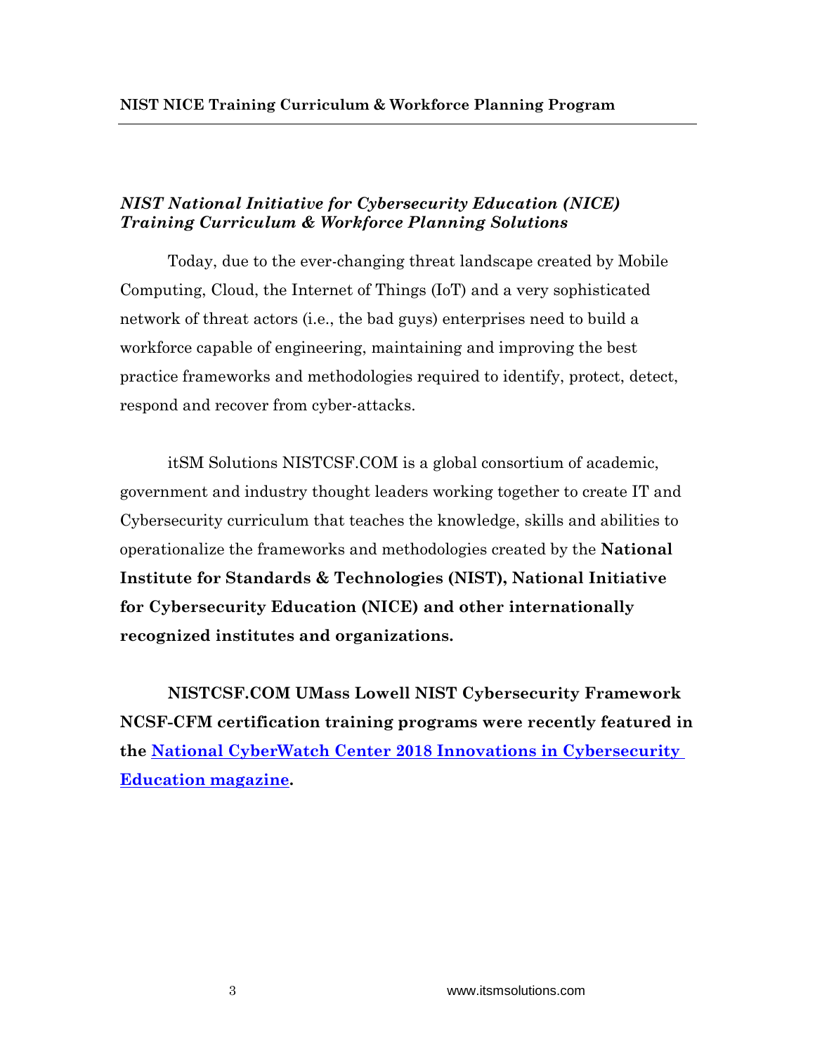## *NIST National Initiative for Cybersecurity Education (NICE) Training Curriculum & Workforce Planning Solutions*

Today, due to the ever-changing threat landscape created by Mobile Computing, Cloud, the Internet of Things (IoT) and a very sophisticated network of threat actors (i.e., the bad guys) enterprises need to build a workforce capable of engineering, maintaining and improving the best practice frameworks and methodologies required to identify, protect, detect, respond and recover from cyber-attacks.

itSM Solutions NISTCSF.COM is a global consortium of academic, government and industry thought leaders working together to create IT and Cybersecurity curriculum that teaches the knowledge, skills and abilities to operationalize the frameworks and methodologies created by the **National Institute for Standards & Technologies (NIST), National Initiative for Cybersecurity Education (NICE) and other internationally recognized institutes and organizations.**

**NISTCSF.COM UMass Lowell NIST Cybersecurity Framework NCSF-CFM certification training programs were recently featured in the National CyberWatch Center 2018 Innovations in Cybersecurity Education magazine.**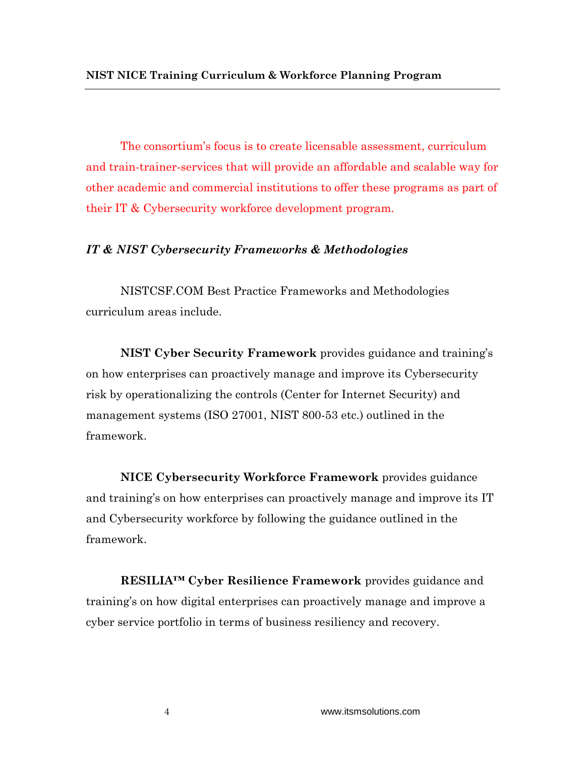The consortium's focus is to create licensable assessment, curriculum and train-trainer-services that will provide an affordable and scalable way for other academic and commercial institutions to offer these programs as part of their IT & Cybersecurity workforce development program.

### *IT & NIST Cybersecurity Frameworks & Methodologies*

NISTCSF.COM Best Practice Frameworks and Methodologies curriculum areas include.

**NIST Cyber Security Framework** provides guidance and training's on how enterprises can proactively manage and improve its Cybersecurity risk by operationalizing the controls (Center for Internet Security) and management systems (ISO 27001, NIST 800-53 etc.) outlined in the framework.

**NICE Cybersecurity Workforce Framework** provides guidance and training's on how enterprises can proactively manage and improve its IT and Cybersecurity workforce by following the guidance outlined in the framework.

**RESILIA™ Cyber Resilience Framework** provides guidance and training's on how digital enterprises can proactively manage and improve a cyber service portfolio in terms of business resiliency and recovery.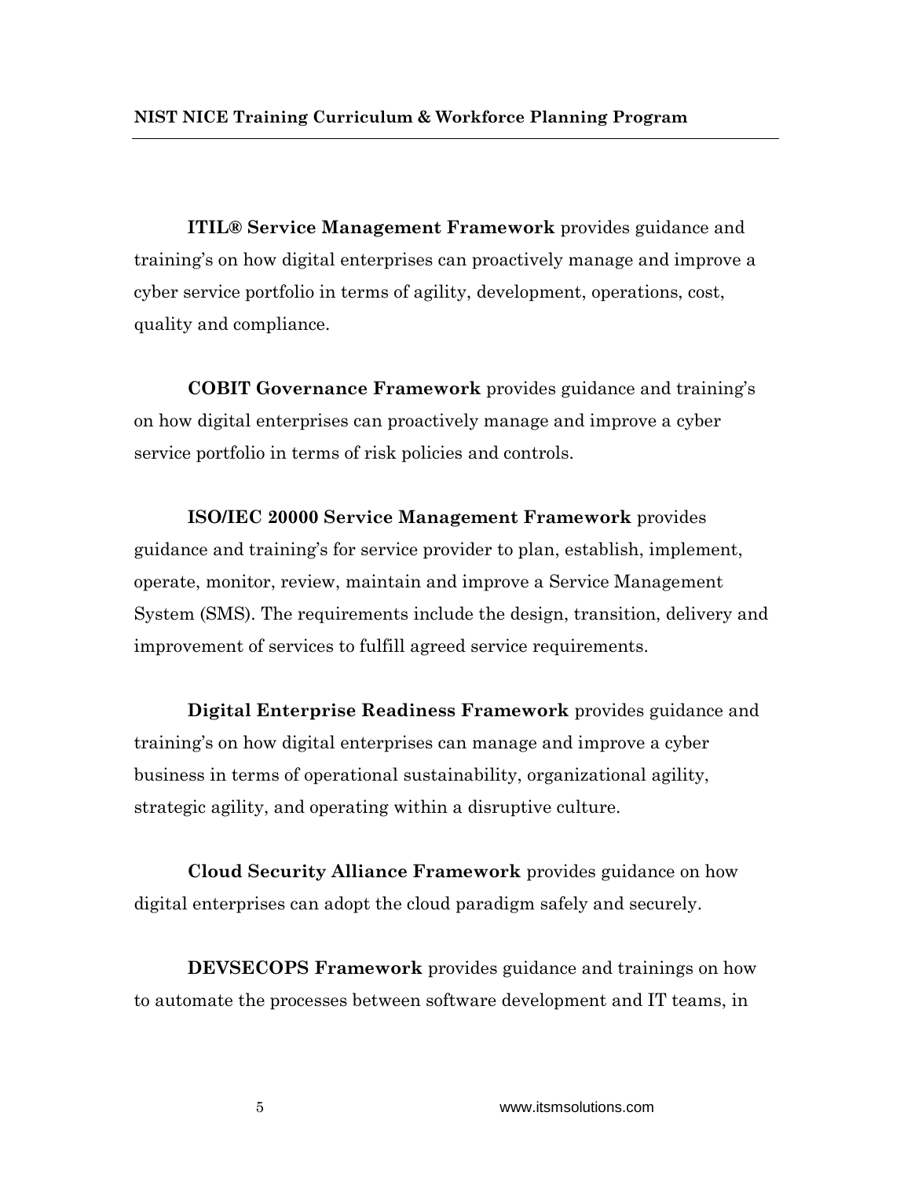**ITIL® Service Management Framework** provides guidance and training's on how digital enterprises can proactively manage and improve a cyber service portfolio in terms of agility, development, operations, cost, quality and compliance.

**COBIT Governance Framework** provides guidance and training's on how digital enterprises can proactively manage and improve a cyber service portfolio in terms of risk policies and controls.

**ISO/IEC 20000 Service Management Framework** provides guidance and training's for service provider to plan, establish, implement, operate, monitor, review, maintain and improve a Service Management System (SMS). The requirements include the design, transition, delivery and improvement of services to fulfill agreed service requirements.

**Digital Enterprise Readiness Framework** provides guidance and training's on how digital enterprises can manage and improve a cyber business in terms of operational sustainability, organizational agility, strategic agility, and operating within a disruptive culture.

**Cloud Security Alliance Framework** provides guidance on how digital enterprises can adopt the cloud paradigm safely and securely.

**DEVSECOPS Framework** provides guidance and trainings on how to automate the processes between software development and IT teams, in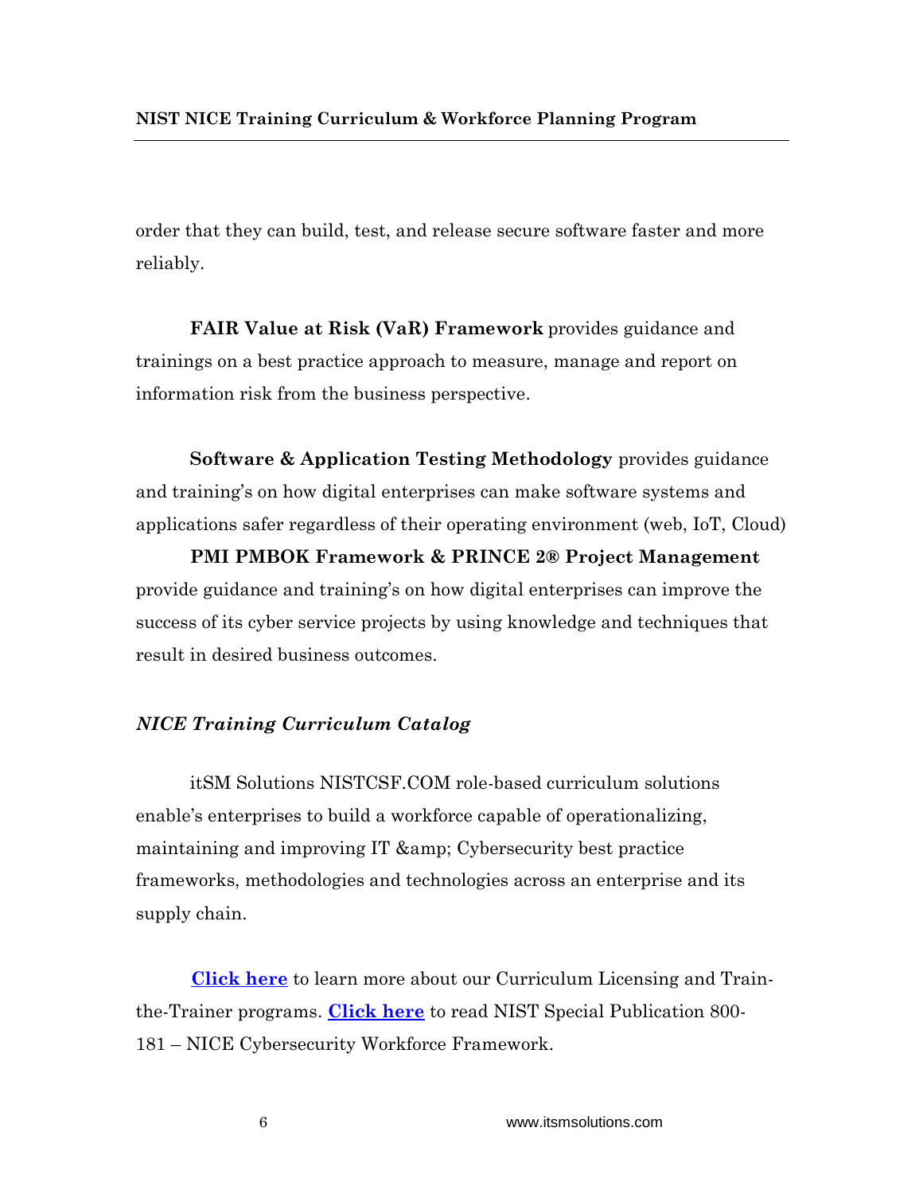order that they can build, test, and release secure software faster and more reliably.

**FAIR Value at Risk (VaR) Framework** provides guidance and trainings on a best practice approach to measure, manage and report on information risk from the business perspective.

**Software & Application Testing Methodology** provides guidance and training's on how digital enterprises can make software systems and applications safer regardless of their operating environment (web, IoT, Cloud)

**PMI PMBOK Framework & PRINCE 2® Project Management** provide guidance and training's on how digital enterprises can improve the success of its cyber service projects by using knowledge and techniques that result in desired business outcomes.

### *NICE Training Curriculum Catalog*

itSM Solutions NISTCSF.COM role-based curriculum solutions enable's enterprises to build a workforce capable of operationalizing, maintaining and improving IT &amp; Cybersecurity best practice frameworks, methodologies and technologies across an enterprise and its supply chain.

**Click here** to learn more about our Curriculum Licensing and Train-the-Trainer programs. **Click here** to read NIST Special Publication 800-181 – NICE Cybersecurity Workforce Framework.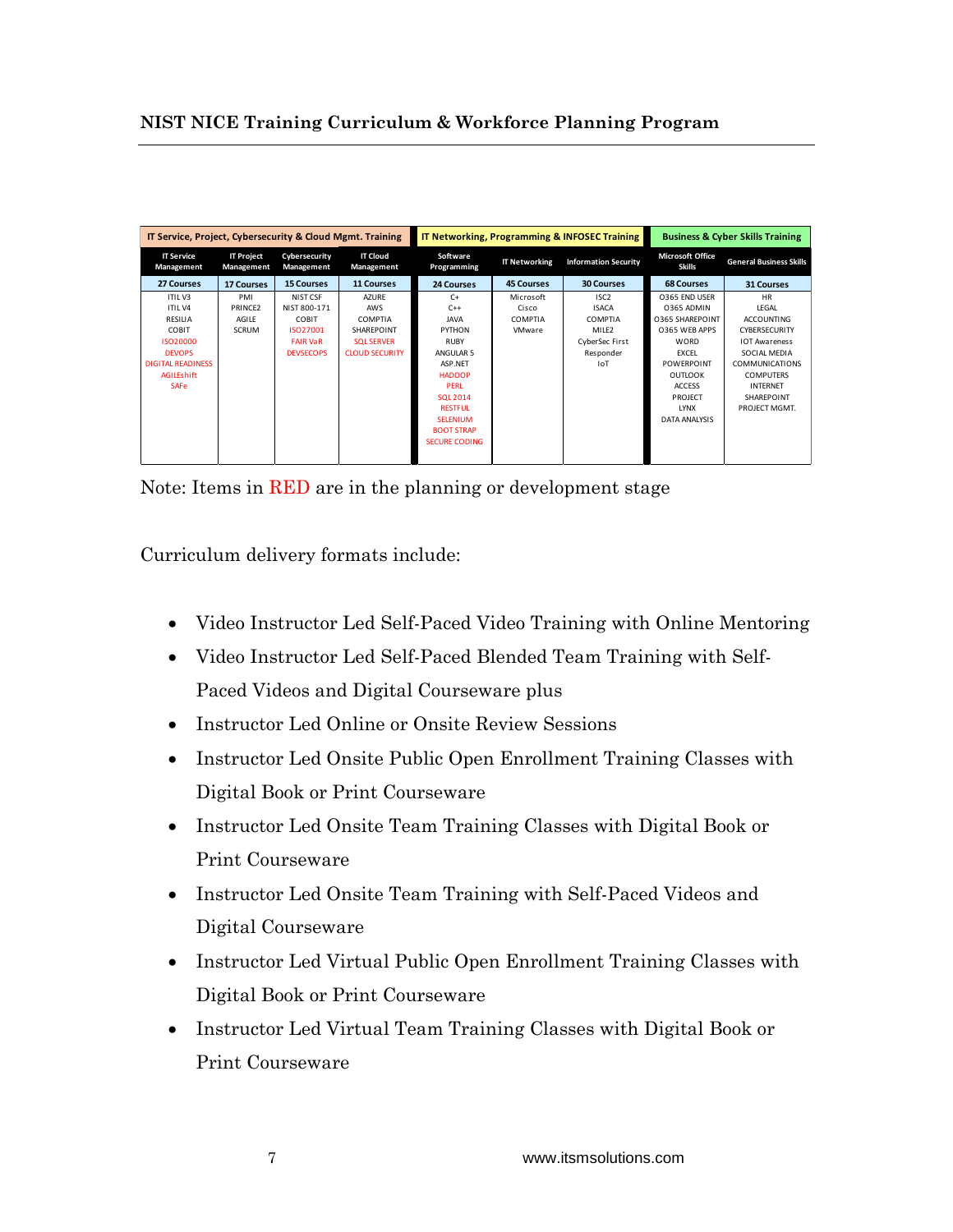| IT Service, Project, Cybersecurity & Cloud Mgmt. Training | | | | IT Networking, Programming & INFOSEC Training | | | Business & Cyber Skills Training | |
|---|---|---|---|---|---|---|---|---|
| IT Service Management | IT Project Management | Cybersecurity Management | IT Cloud Management | Software Programming | IT Networking | Information Security | Microsoft Office Skills | General Business Skills |
| 27 Courses | 17 Courses | 15 Courses | 11 Courses | 24 Courses | 45 Courses | 30 Courses | 68 Courses | 31 Courses |
| ITIL V3 | PMI | NIST CSF | AZURE | C+ | Microsoft | ISC2 | O365 END USER | HR |
| ITIL V4 | PRINCE2 | NIST 800-171 | AWS | C++ | Cisco | ISACA | O365 ADMIN | LEGAL |
| RESILIA | AGILE | COBIT | COMPTIA | JAVA | COMPTIA | COMPTIA | O365 SHAREPOINT | ACCOUNTING |
| COBIT | SCRUM | ISO27001 | SHAREPOINT | PYTHON | VMware | MILE2 | O365 WEB APPS | CYBERSECURITY |
| ISO20000 | | FAIR VaR | SQL SERVER | RUBY | | CyberSec First | WORD | IOT Awareness |
| DEVOPS | | DEVSECOPS | CLOUD SECURITY | ANGULAR 5 | | Responder | EXCEL | SOCIAL MEDIA |
| DIGITAL READINESS | | | | ASP.NET | | IoT | POWERPOINT | COMMUNICATIONS |
| AGILEshift | | | | HADOOP | | | OUTLOOK | COMPUTERS |
| SAFe | | | | PERL | | | ACCESS | INTERNET |
| | | | | SQL 2014 | | | PROJECT | SHAREPOINT |
| | | | | RESTFUL | | | LYNX | PROJECT MGMT. |
| | | | | SELENIUM | | | DATA ANALYSIS | |
| | | | | BOOT STRAP | | | | |
| | | | | SECURE CODING | | | | |

Note: Items in RED are in the planning or development stage

Curriculum delivery formats include:

- Video Instructor Led Self-Paced Video Training with Online Mentoring
- Video Instructor Led Self-Paced Blended Team Training with Self-Paced Videos and Digital Courseware plus
- Instructor Led Online or Onsite Review Sessions
- Instructor Led Onsite Public Open Enrollment Training Classes with Digital Book or Print Courseware
- Instructor Led Onsite Team Training Classes with Digital Book or Print Courseware
- Instructor Led Onsite Team Training with Self-Paced Videos and Digital Courseware
- Instructor Led Virtual Public Open Enrollment Training Classes with Digital Book or Print Courseware
- Instructor Led Virtual Team Training Classes with Digital Book or Print Courseware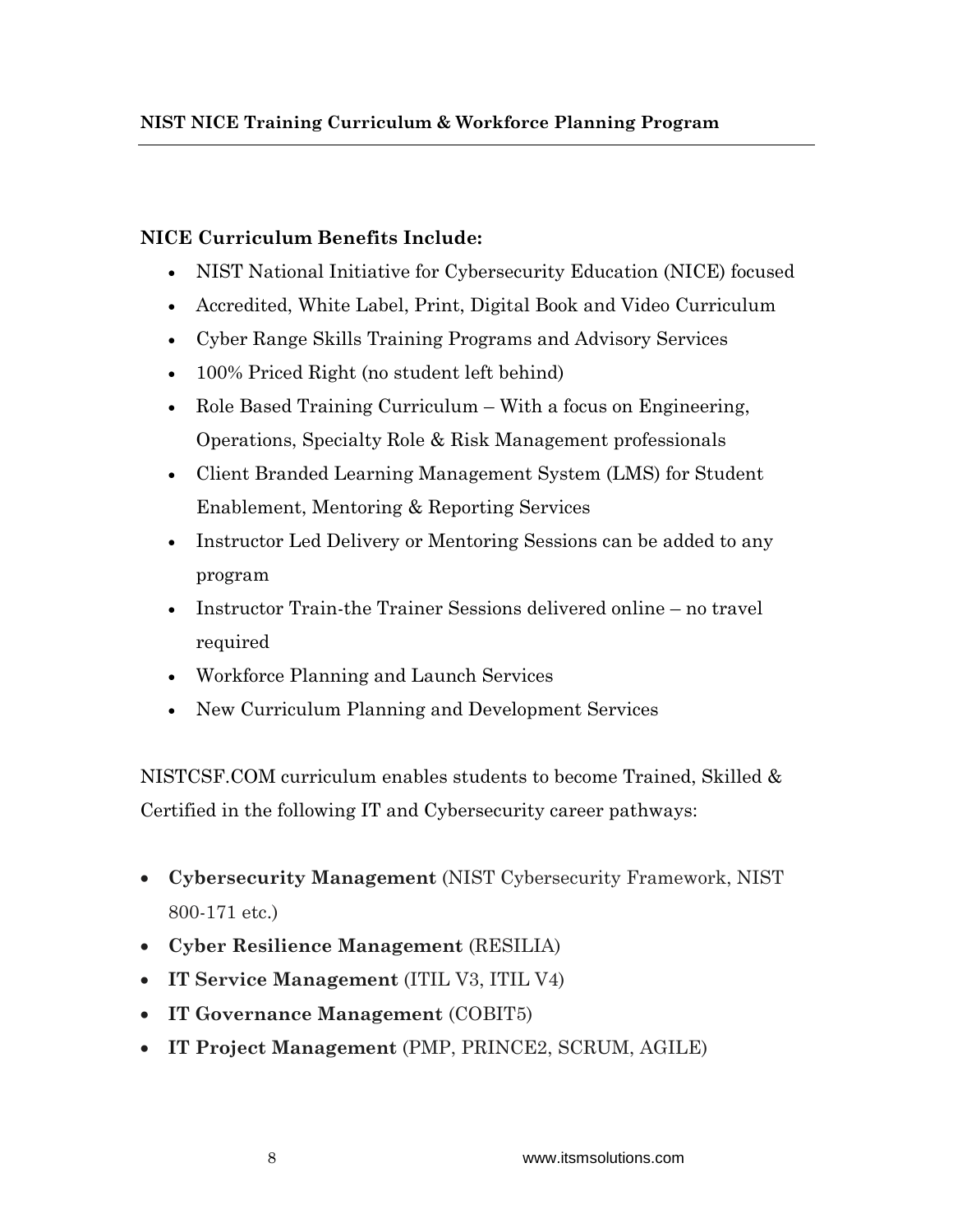**NICE Curriculum Benefits Include:**

- NIST National Initiative for Cybersecurity Education (NICE) focused
- Accredited, White Label, Print, Digital Book and Video Curriculum
- Cyber Range Skills Training Programs and Advisory Services
- 100% Priced Right (no student left behind)
- Role Based Training Curriculum – With a focus on Engineering, Operations, Specialty Role & Risk Management professionals
- Client Branded Learning Management System (LMS) for Student Enablement, Mentoring & Reporting Services
- Instructor Led Delivery or Mentoring Sessions can be added to any program
- Instructor Train-the Trainer Sessions delivered online – no travel required
- Workforce Planning and Launch Services
- New Curriculum Planning and Development Services

NISTCSF.COM curriculum enables students to become Trained, Skilled & Certified in the following IT and Cybersecurity career pathways:

- **Cybersecurity Management** (NIST Cybersecurity Framework, NIST 800-171 etc.)
- **Cyber Resilience Management** (RESILIA)
- **IT Service Management** (ITIL V3, ITIL V4)
- **IT Governance Management** (COBIT5)
- **IT Project Management** (PMP, PRINCE2, SCRUM, AGILE)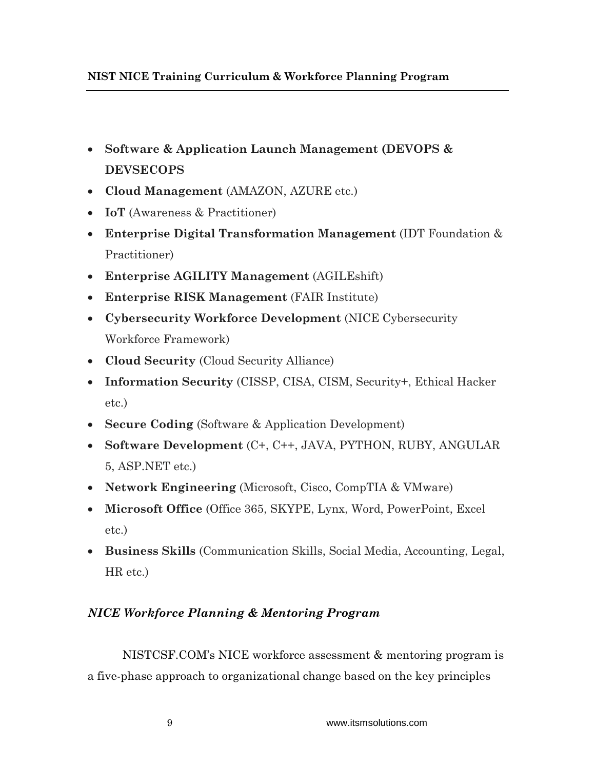- **Software & Application Launch Management (DEVOPS & DEVSECOPS**
- **Cloud Management** (AMAZON, AZURE etc.)
- **IoT** (Awareness & Practitioner)
- **Enterprise Digital Transformation Management** (IDT Foundation & Practitioner)
- **Enterprise AGILITY Management** (AGILEshift)
- **Enterprise RISK Management** (FAIR Institute)
- **Cybersecurity Workforce Development** (NICE Cybersecurity Workforce Framework)
- **Cloud Security** (Cloud Security Alliance)
- **Information Security** (CISSP, CISA, CISM, Security+, Ethical Hacker etc.)
- **Secure Coding** (Software & Application Development)
- **Software Development** (C+, C++, JAVA, PYTHON, RUBY, ANGULAR 5, ASP.NET etc.)
- **Network Engineering** (Microsoft, Cisco, CompTIA & VMware)
- **Microsoft Office** (Office 365, SKYPE, Lynx, Word, PowerPoint, Excel etc.)
- **Business Skills** (Communication Skills, Social Media, Accounting, Legal, HR etc.)

### *NICE Workforce Planning & Mentoring Program*

NISTCSF.COM's NICE workforce assessment & mentoring program is a five-phase approach to organizational change based on the key principles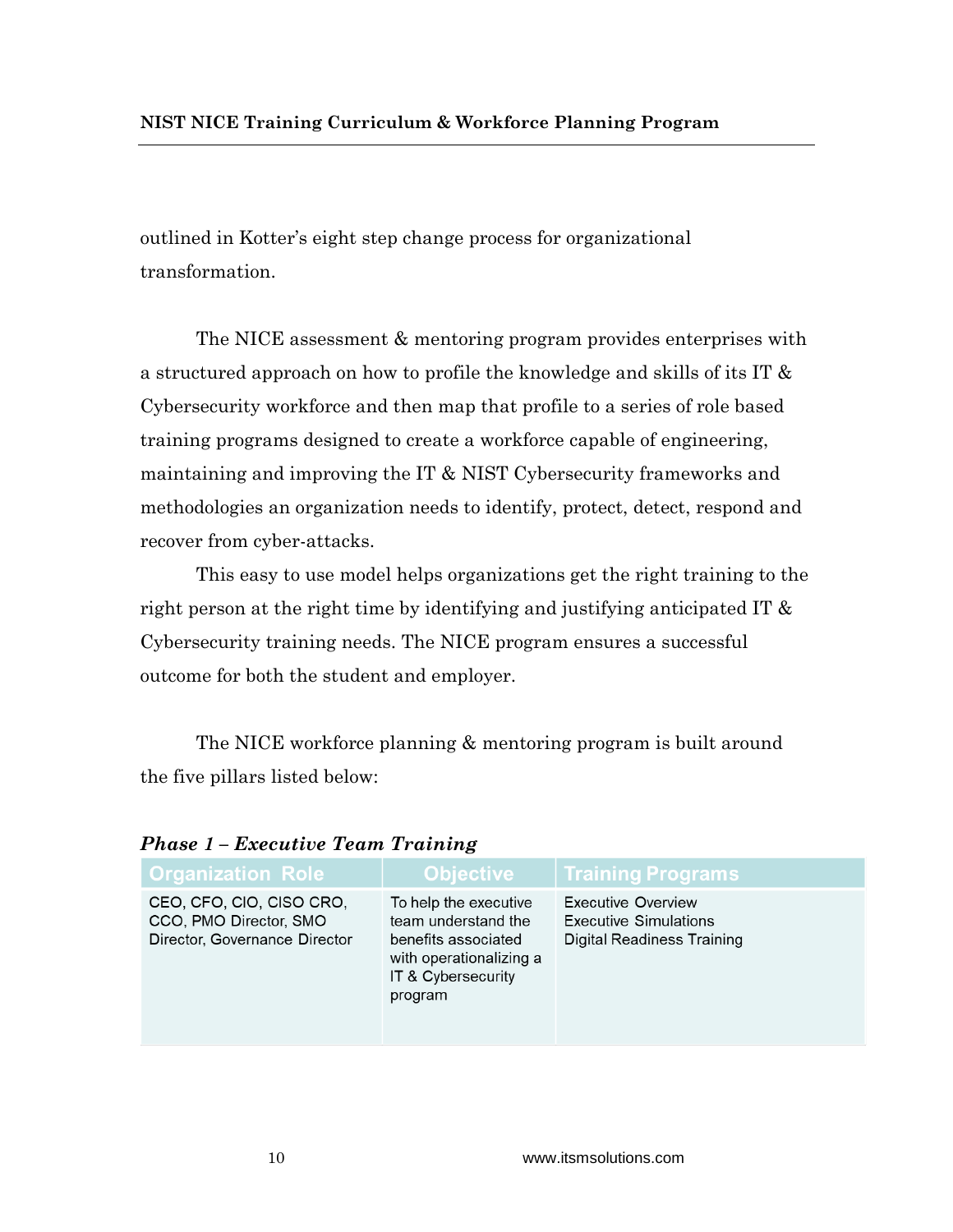outlined in Kotter's eight step change process for organizational transformation.

The NICE assessment & mentoring program provides enterprises with a structured approach on how to profile the knowledge and skills of its IT & Cybersecurity workforce and then map that profile to a series of role based training programs designed to create a workforce capable of engineering, maintaining and improving the IT & NIST Cybersecurity frameworks and methodologies an organization needs to identify, protect, detect, respond and recover from cyber-attacks.

This easy to use model helps organizations get the right training to the right person at the right time by identifying and justifying anticipated IT & Cybersecurity training needs. The NICE program ensures a successful outcome for both the student and employer.

The NICE workforce planning & mentoring program is built around the five pillars listed below:

***Phase 1 – Executive Team Training***

| Organization Role | Objective | Training Programs |
|---|---|---|
| CEO, CFO, CIO, CISO CRO, CCO, PMO Director, SMO Director, Governance Director | To help the executive team understand the benefits associated with operationalizing a IT & Cybersecurity program | Executive Overview<br>Executive Simulations<br>Digital Readiness Training |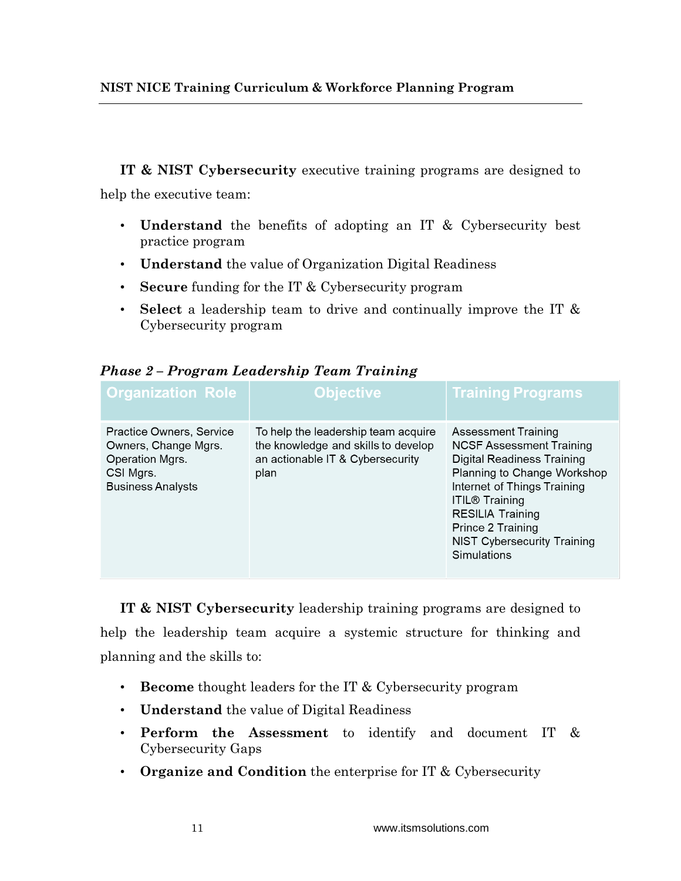**IT & NIST Cybersecurity** executive training programs are designed to help the executive team:

- **Understand** the benefits of adopting an IT & Cybersecurity best practice program
- **Understand** the value of Organization Digital Readiness
- **Secure** funding for the IT & Cybersecurity program
- **Select** a leadership team to drive and continually improve the IT & Cybersecurity program

***Phase 2 – Program Leadership Team Training***

| Organization Role | Objective | Training Programs |
|---|---|---|
| Practice Owners, Service Owners, Change Mgrs. Operation Mgrs. CSI Mgrs. Business Analysts | To help the leadership team acquire the knowledge and skills to develop an actionable IT & Cybersecurity plan | Assessment Training NCSF Assessment Training Digital Readiness Training Planning to Change Workshop Internet of Things Training ITIL® Training RESILIA Training Prince 2 Training NIST Cybersecurity Training Simulations |

**IT & NIST Cybersecurity** leadership training programs are designed to help the leadership team acquire a systemic structure for thinking and planning and the skills to:

- **Become** thought leaders for the IT & Cybersecurity program
- **Understand** the value of Digital Readiness
- **Perform the Assessment** to identify and document IT & Cybersecurity Gaps
- **Organize and Condition** the enterprise for IT & Cybersecurity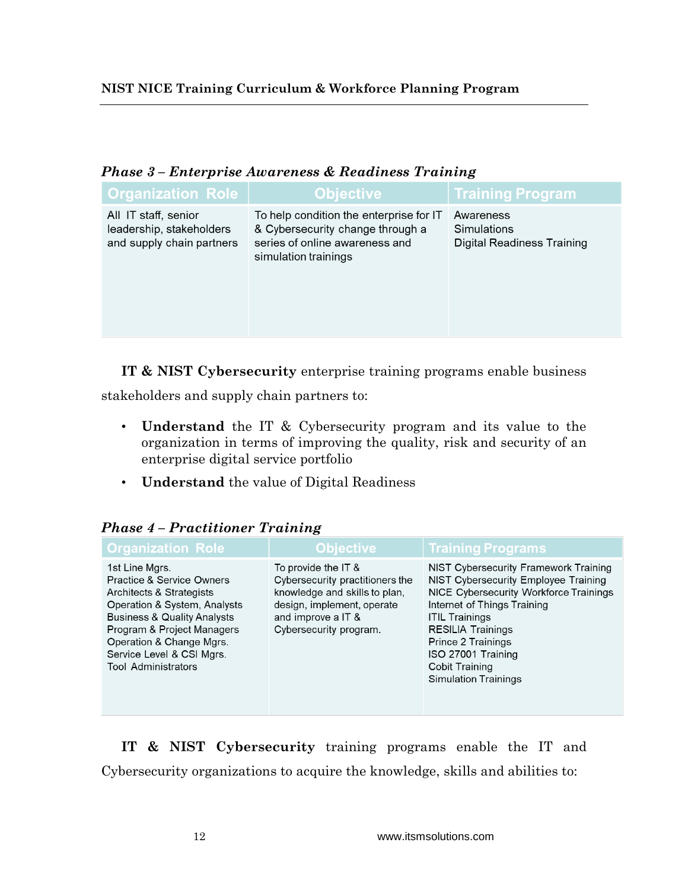*Phase 3 – Enterprise Awareness & Readiness Training*

| Organization Role | Objective | Training Program |
| --- | --- | --- |
| All IT staff, senior leadership, stakeholders and supply chain partners | To help condition the enterprise for IT & Cybersecurity change through a series of online awareness and simulation trainings | Awareness<br>Simulations<br>Digital Readiness Training |

**IT & NIST Cybersecurity** enterprise training programs enable business stakeholders and supply chain partners to:

- **Understand** the IT & Cybersecurity program and its value to the organization in terms of improving the quality, risk and security of an enterprise digital service portfolio
- **Understand** the value of Digital Readiness

*Phase 4 – Practitioner Training*

| Organization Role | Objective | Training Programs |
| --- | --- | --- |
| 1st Line Mgrs.<br>Practice & Service Owners<br>Architects & Strategists<br>Operation & System, Analysts<br>Business & Quality Analysts<br>Program & Project Managers<br>Operation & Change Mgrs.<br>Service Level & CSI Mgrs.<br>Tool Administrators | To provide the IT & Cybersecurity practitioners the knowledge and skills to plan, design, implement, operate and improve a IT & Cybersecurity program. | NIST Cybersecurity Framework Training<br>NIST Cybersecurity Employee Training<br>NICE Cybersecurity Workforce Trainings<br>Internet of Things Training<br>ITIL Trainings<br>RESILIA Trainings<br>Prince 2 Trainings<br>ISO 27001 Training<br>Cobit Training<br>Simulation Trainings |

**IT & NIST Cybersecurity** training programs enable the IT and Cybersecurity organizations to acquire the knowledge, skills and abilities to: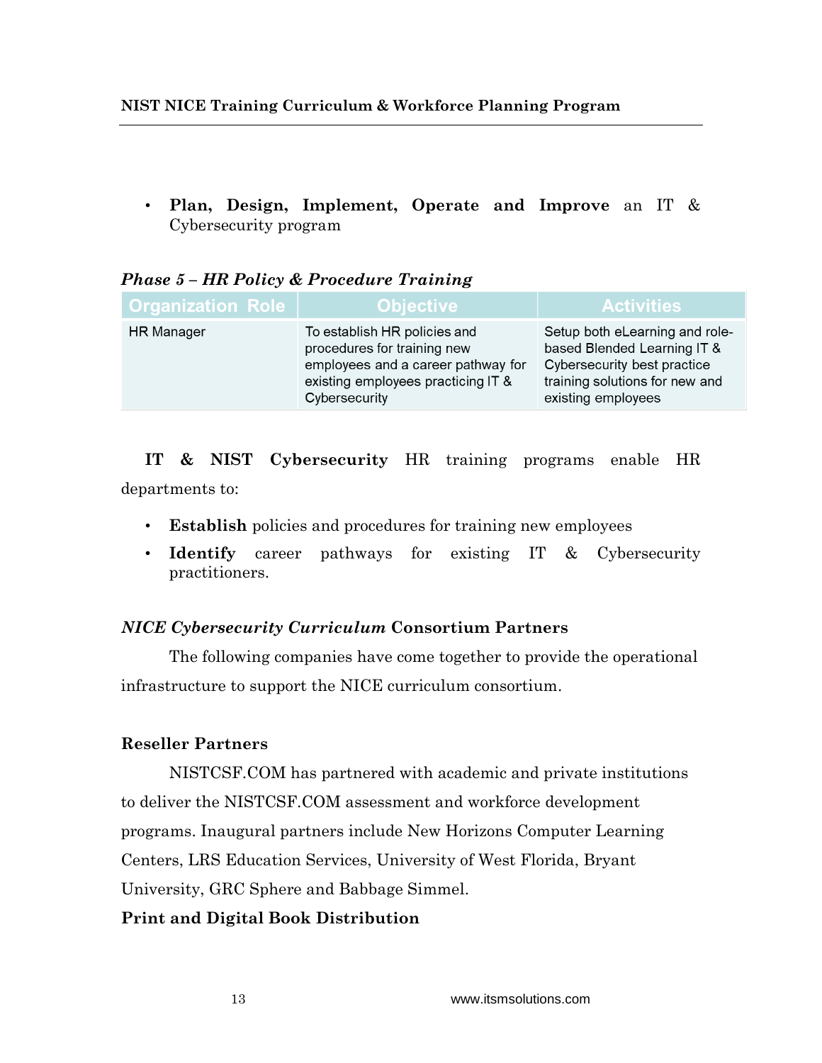- **Plan, Design, Implement, Operate and Improve** an IT & Cybersecurity program

***Phase 5 – HR Policy & Procedure Training***

| Organization Role | Objective | Activities |
|---|---|---|
| HR Manager | To establish HR policies and procedures for training new employees and a career pathway for existing employees practicing IT & Cybersecurity | Setup both eLearning and role-based Blended Learning IT & Cybersecurity best practice training solutions for new and existing employees |

**IT & NIST Cybersecurity** HR training programs enable HR departments to:

- **Establish** policies and procedures for training new employees
- **Identify** career pathways for existing IT & Cybersecurity practitioners.

### *NICE Cybersecurity Curriculum* Consortium Partners

The following companies have come together to provide the operational infrastructure to support the NICE curriculum consortium.

### Reseller Partners

NISTCSF.COM has partnered with academic and private institutions to deliver the NISTCSF.COM assessment and workforce development programs. Inaugural partners include New Horizons Computer Learning Centers, LRS Education Services, University of West Florida, Bryant University, GRC Sphere and Babbage Simmel.

### Print and Digital Book Distribution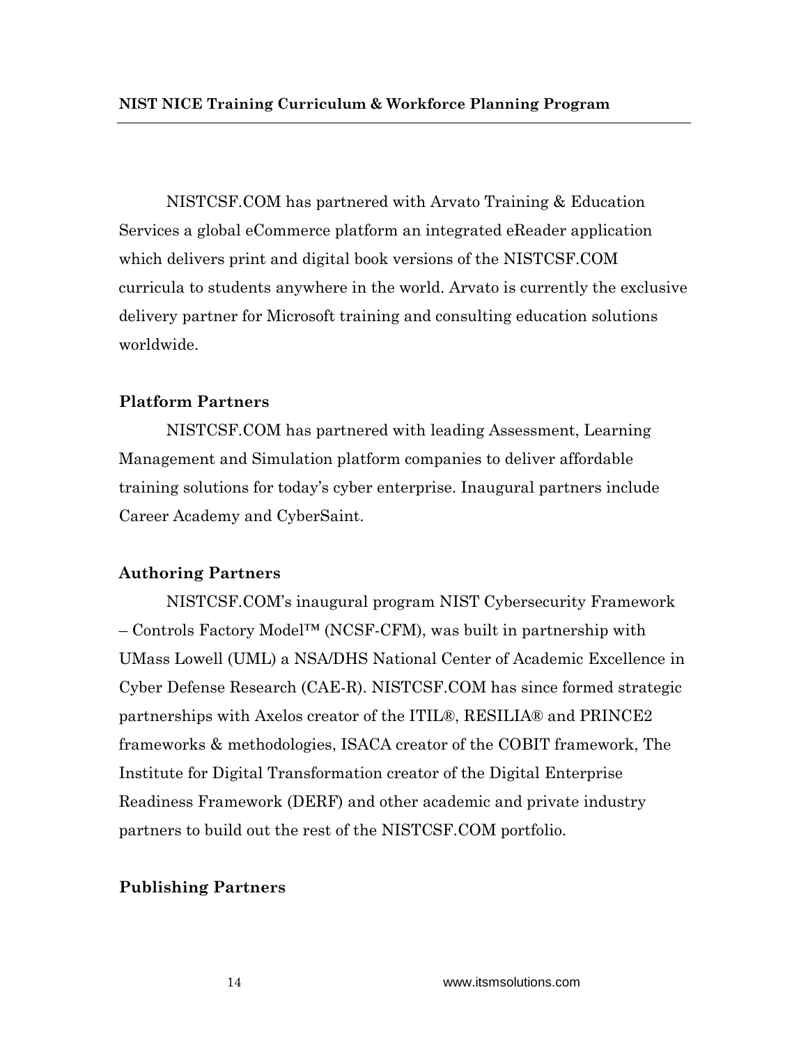NISTCSF.COM has partnered with Arvato Training & Education Services a global eCommerce platform an integrated eReader application which delivers print and digital book versions of the NISTCSF.COM curricula to students anywhere in the world. Arvato is currently the exclusive delivery partner for Microsoft training and consulting education solutions worldwide.

**Platform Partners**

NISTCSF.COM has partnered with leading Assessment, Learning Management and Simulation platform companies to deliver affordable training solutions for today's cyber enterprise. Inaugural partners include Career Academy and CyberSaint.

**Authoring Partners**

NISTCSF.COM's inaugural program NIST Cybersecurity Framework – Controls Factory Model™ (NCSF-CFM), was built in partnership with UMass Lowell (UML) a NSA/DHS National Center of Academic Excellence in Cyber Defense Research (CAE-R). NISTCSF.COM has since formed strategic partnerships with Axelos creator of the ITIL®, RESILIA® and PRINCE2 frameworks & methodologies, ISACA creator of the COBIT framework, The Institute for Digital Transformation creator of the Digital Enterprise Readiness Framework (DERF) and other academic and private industry partners to build out the rest of the NISTCSF.COM portfolio.

**Publishing Partners**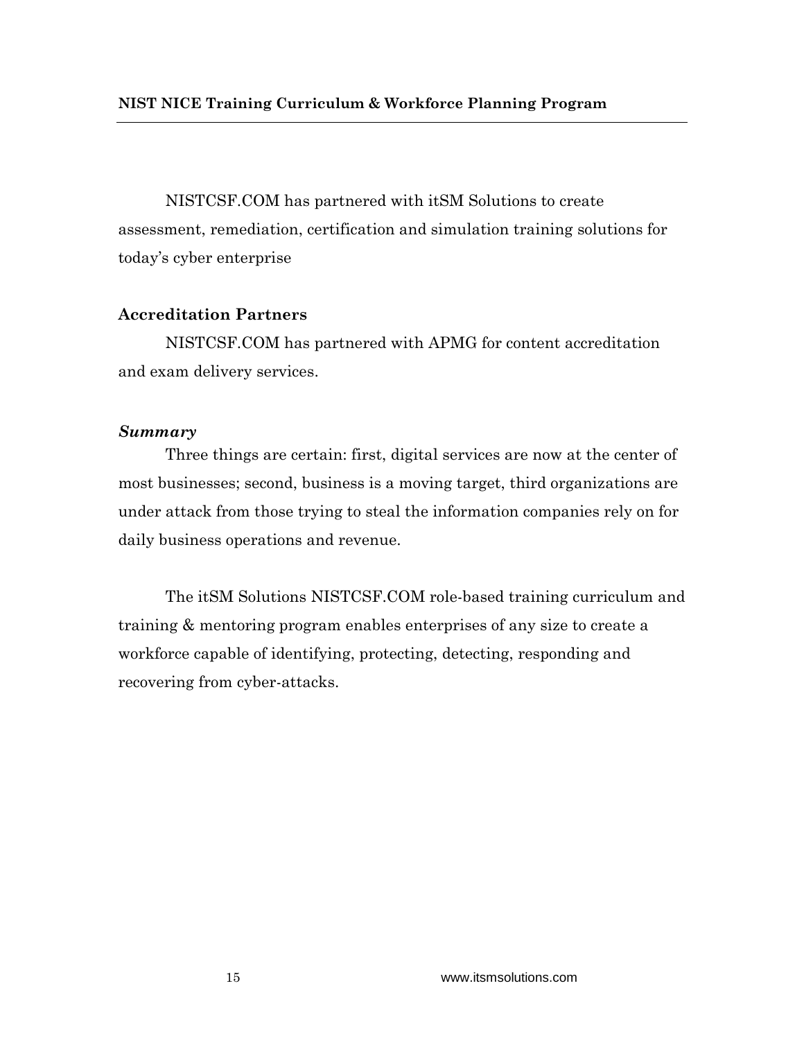NISTCSF.COM has partnered with itSM Solutions to create assessment, remediation, certification and simulation training solutions for today's cyber enterprise

**Accreditation Partners**

NISTCSF.COM has partnered with APMG for content accreditation and exam delivery services.

***Summary***

Three things are certain: first, digital services are now at the center of most businesses; second, business is a moving target, third organizations are under attack from those trying to steal the information companies rely on for daily business operations and revenue.

The itSM Solutions NISTCSF.COM role-based training curriculum and training & mentoring program enables enterprises of any size to create a workforce capable of identifying, protecting, detecting, responding and recovering from cyber-attacks.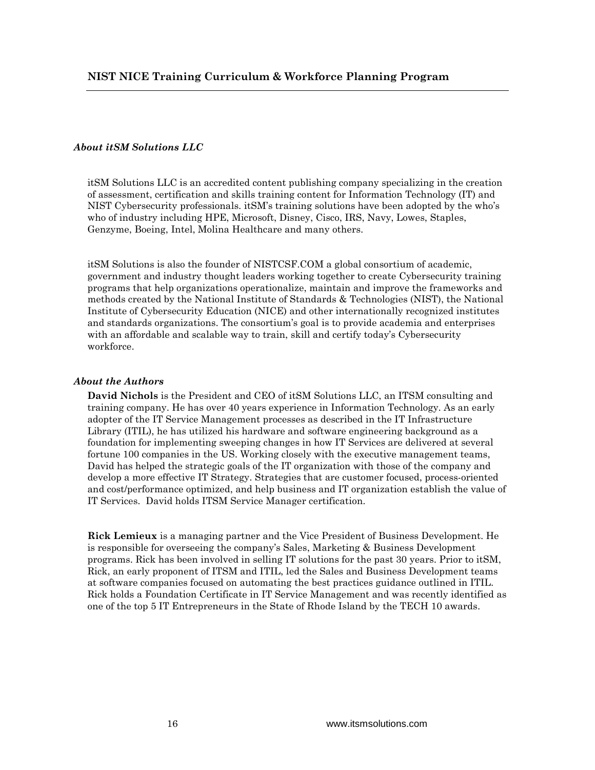### *About itSM Solutions LLC*

itSM Solutions LLC is an accredited content publishing company specializing in the creation of assessment, certification and skills training content for Information Technology (IT) and NIST Cybersecurity professionals. itSM's training solutions have been adopted by the who's who of industry including HPE, Microsoft, Disney, Cisco, IRS, Navy, Lowes, Staples, Genzyme, Boeing, Intel, Molina Healthcare and many others.

itSM Solutions is also the founder of NISTCSF.COM a global consortium of academic, government and industry thought leaders working together to create Cybersecurity training programs that help organizations operationalize, maintain and improve the frameworks and methods created by the National Institute of Standards & Technologies (NIST), the National Institute of Cybersecurity Education (NICE) and other internationally recognized institutes and standards organizations. The consortium's goal is to provide academia and enterprises with an affordable and scalable way to train, skill and certify today's Cybersecurity workforce.

### *About the Authors*

**David Nichols** is the President and CEO of itSM Solutions LLC, an ITSM consulting and training company. He has over 40 years experience in Information Technology. As an early adopter of the IT Service Management processes as described in the IT Infrastructure Library (ITIL), he has utilized his hardware and software engineering background as a foundation for implementing sweeping changes in how IT Services are delivered at several fortune 100 companies in the US. Working closely with the executive management teams, David has helped the strategic goals of the IT organization with those of the company and develop a more effective IT Strategy. Strategies that are customer focused, process-oriented and cost/performance optimized, and help business and IT organization establish the value of IT Services. David holds ITSM Service Manager certification.

**Rick Lemieux** is a managing partner and the Vice President of Business Development. He is responsible for overseeing the company's Sales, Marketing & Business Development programs. Rick has been involved in selling IT solutions for the past 30 years. Prior to itSM, Rick, an early proponent of ITSM and ITIL, led the Sales and Business Development teams at software companies focused on automating the best practices guidance outlined in ITIL. Rick holds a Foundation Certificate in IT Service Management and was recently identified as one of the top 5 IT Entrepreneurs in the State of Rhode Island by the TECH 10 awards.